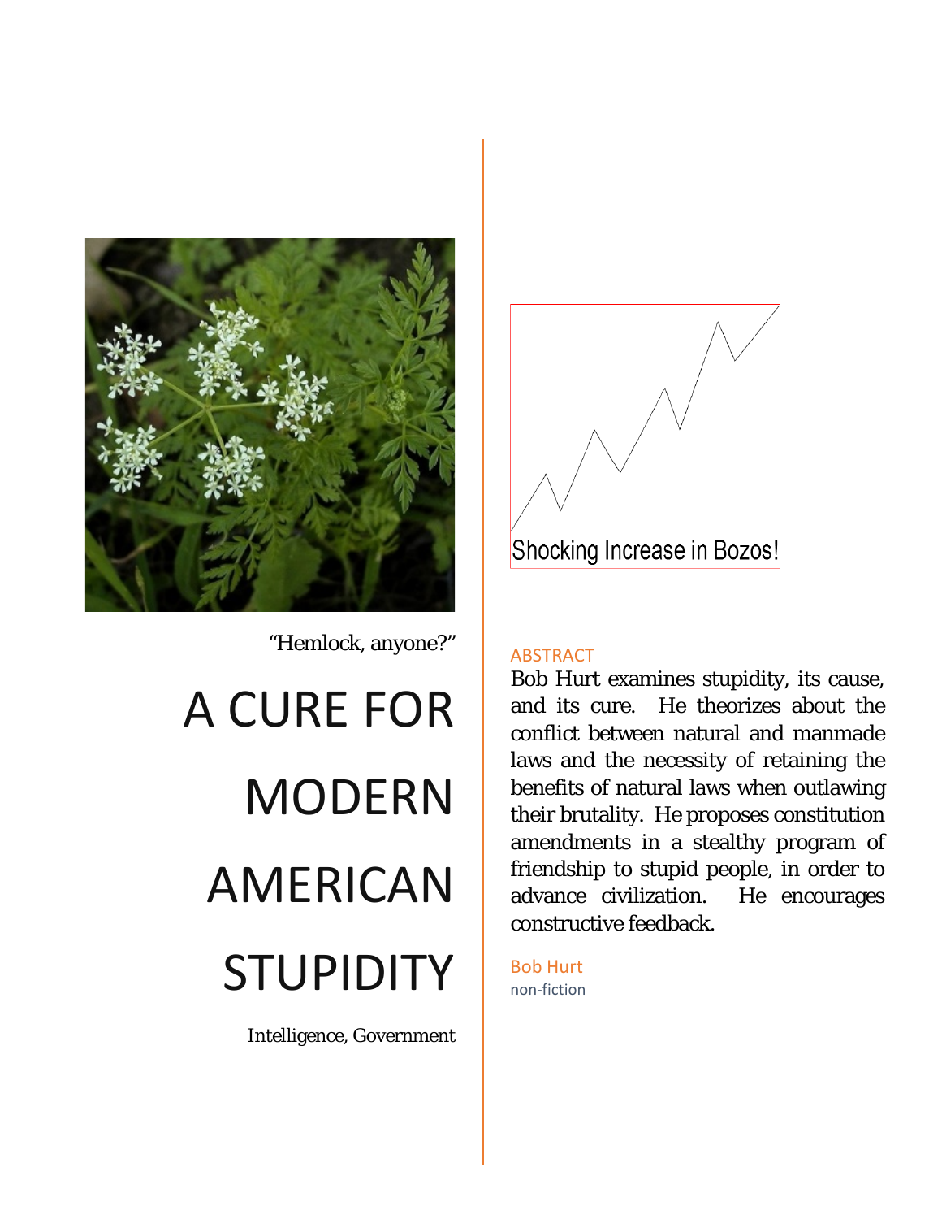"Hemlock, anyone?"

# A CURE FOR MODERN AMERICAN STUPIDITY

Intelligence, Government

Shocking Increase in Bozos!

## ABSTRACT

Bob Hurt examines stupidity, its cause, and its cure. He theorizes about the conflict between natural and manmade laws and the necessity of retaining the benefits of natural laws when outlawing their brutality. He proposes constitution amendments in a stealthy program of friendship to stupid people, in order to advance civilization. He encourages constructive feedback.

Bob Hurt

non-fiction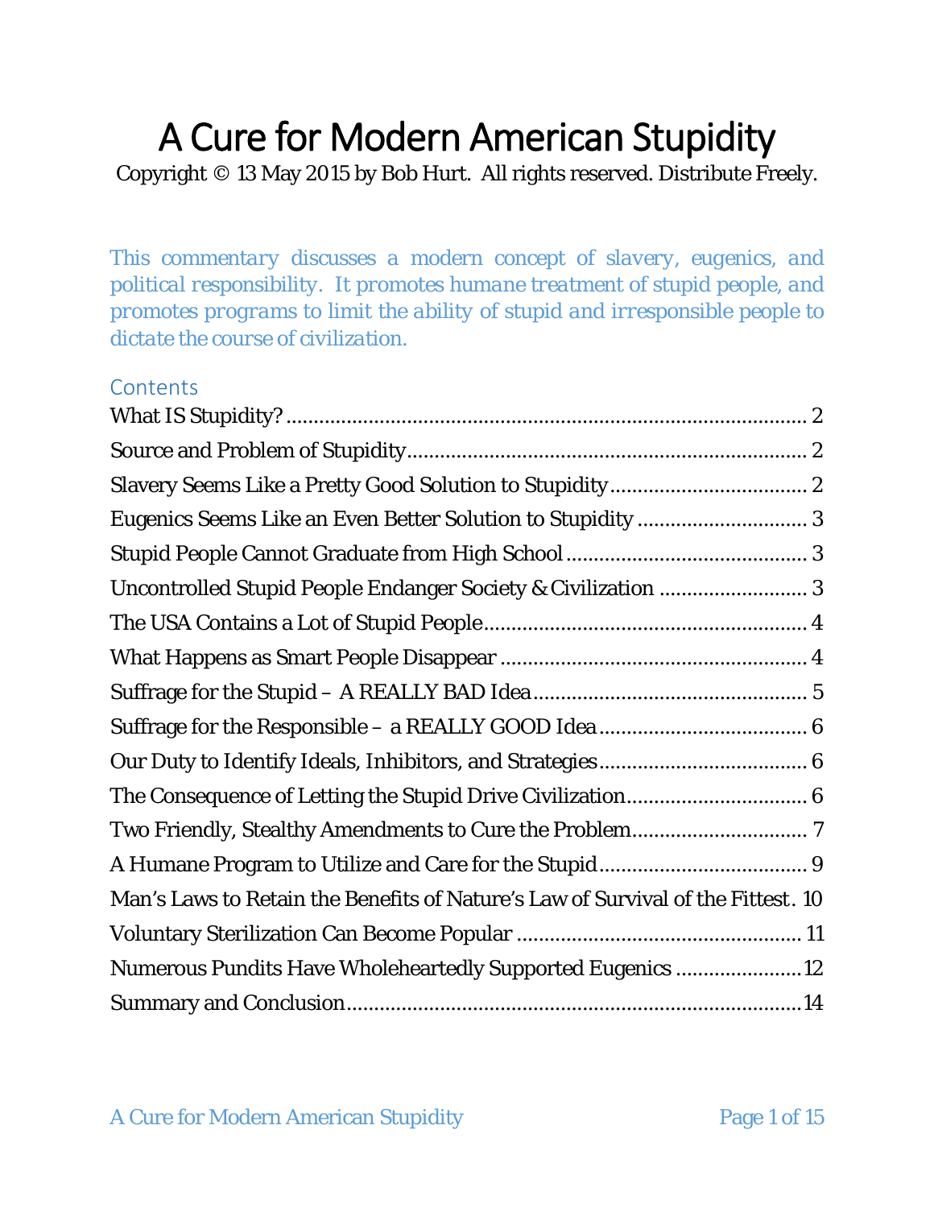# A Cure for Modern American Stupidity

Copyright © 13 May 2015 by Bob Hurt. All rights reserved. Distribute Freely.

*This commentary discusses a modern concept of slavery, eugenics, and political responsibility. It promotes humane treatment of stupid people, and promotes programs to limit the ability of stupid and irresponsible people to dictate the course of civilization.*

## Contents

What IS Stupidity? .......... 2
Source and Problem of Stupidity .......... 2
Slavery Seems Like a Pretty Good Solution to Stupidity .......... 2
Eugenics Seems Like an Even Better Solution to Stupidity .......... 3
Stupid People Cannot Graduate from High School .......... 3
Uncontrolled Stupid People Endanger Society & Civilization .......... 3
The USA Contains a Lot of Stupid People .......... 4
What Happens as Smart People Disappear .......... 4
Suffrage for the Stupid – A REALLY BAD Idea .......... 5
Suffrage for the Responsible – a REALLY GOOD Idea .......... 6
Our Duty to Identify Ideals, Inhibitors, and Strategies .......... 6
The Consequence of Letting the Stupid Drive Civilization .......... 6
Two Friendly, Stealthy Amendments to Cure the Problem .......... 7
A Humane Program to Utilize and Care for the Stupid .......... 9
Man's Laws to Retain the Benefits of Nature's Law of Survival of the Fittest. 10
Voluntary Sterilization Can Become Popular .......... 11
Numerous Pundits Have Wholeheartedly Supported Eugenics .......... 12
Summary and Conclusion .......... 14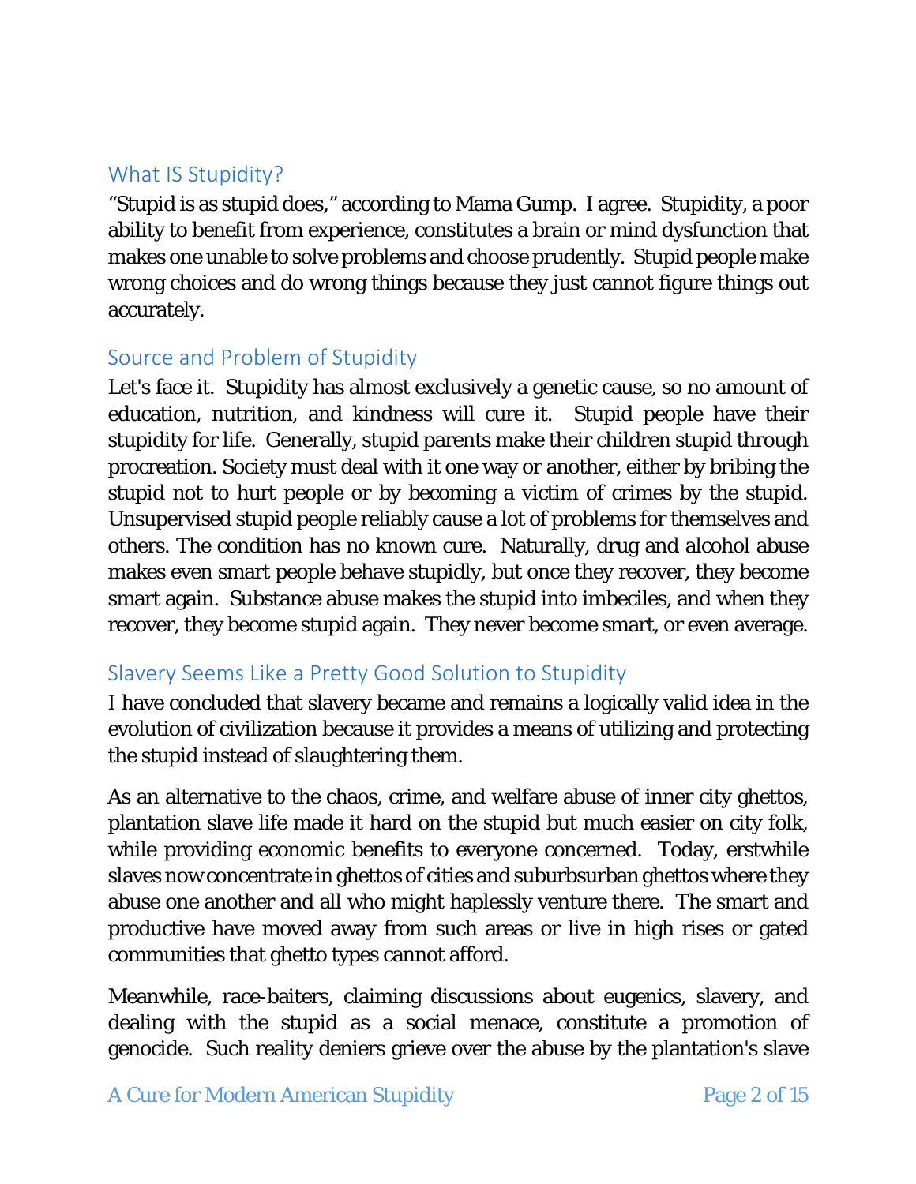## What IS Stupidity?

"Stupid is as stupid does," according to Mama Gump. I agree. Stupidity, a poor ability to benefit from experience, constitutes a brain or mind dysfunction that makes one unable to solve problems and choose prudently. Stupid people make wrong choices and do wrong things because they just cannot figure things out accurately.

## Source and Problem of Stupidity

Let's face it. Stupidity has almost exclusively a genetic cause, so no amount of education, nutrition, and kindness will cure it. Stupid people have their stupidity for life. Generally, stupid parents make their children stupid through procreation. Society must deal with it one way or another, either by bribing the stupid not to hurt people or by becoming a victim of crimes by the stupid. Unsupervised stupid people reliably cause a lot of problems for themselves and others. The condition has no known cure. Naturally, drug and alcohol abuse makes even smart people behave stupidly, but once they recover, they become smart again. Substance abuse makes the stupid into imbeciles, and when they recover, they become stupid again. They never become smart, or even average.

## Slavery Seems Like a Pretty Good Solution to Stupidity

I have concluded that slavery became and remains a logically valid idea in the evolution of civilization because it provides a means of utilizing and protecting the stupid instead of slaughtering them.

As an alternative to the chaos, crime, and welfare abuse of inner city ghettos, plantation slave life made it hard on the stupid but much easier on city folk, while providing economic benefits to everyone concerned. Today, erstwhile slaves now concentrate in ghettos of cities and suburbsurban ghettos where they abuse one another and all who might haplessly venture there. The smart and productive have moved away from such areas or live in high rises or gated communities that ghetto types cannot afford.

Meanwhile, race-baiters, claiming discussions about eugenics, slavery, and dealing with the stupid as a social menace, constitute a promotion of genocide. Such reality deniers grieve over the abuse by the plantation's slave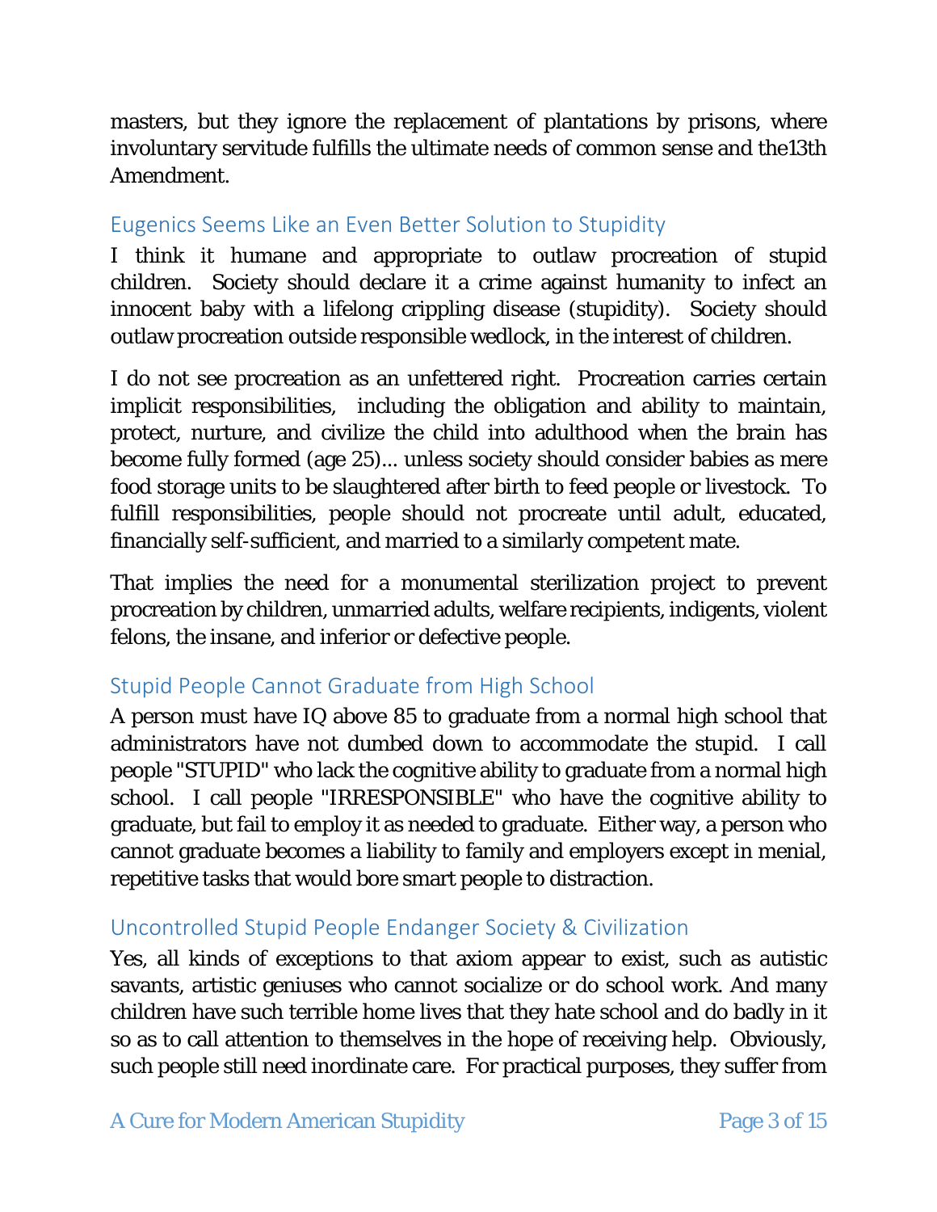masters, but they ignore the replacement of plantations by prisons, where involuntary servitude fulfills the ultimate needs of common sense and the13th Amendment.

## Eugenics Seems Like an Even Better Solution to Stupidity

I think it humane and appropriate to outlaw procreation of stupid children. Society should declare it a crime against humanity to infect an innocent baby with a lifelong crippling disease (stupidity). Society should outlaw procreation outside responsible wedlock, in the interest of children.

I do not see procreation as an unfettered right. Procreation carries certain implicit responsibilities, including the obligation and ability to maintain, protect, nurture, and civilize the child into adulthood when the brain has become fully formed (age 25)... unless society should consider babies as mere food storage units to be slaughtered after birth to feed people or livestock. To fulfill responsibilities, people should not procreate until adult, educated, financially self-sufficient, and married to a similarly competent mate.

That implies the need for a monumental sterilization project to prevent procreation by children, unmarried adults, welfare recipients, indigents, violent felons, the insane, and inferior or defective people.

## Stupid People Cannot Graduate from High School

A person must have IQ above 85 to graduate from a normal high school that administrators have not dumbed down to accommodate the stupid. I call people "STUPID" who lack the cognitive ability to graduate from a normal high school. I call people "IRRESPONSIBLE" who have the cognitive ability to graduate, but fail to employ it as needed to graduate. Either way, a person who cannot graduate becomes a liability to family and employers except in menial, repetitive tasks that would bore smart people to distraction.

## Uncontrolled Stupid People Endanger Society & Civilization

Yes, all kinds of exceptions to that axiom appear to exist, such as autistic savants, artistic geniuses who cannot socialize or do school work. And many children have such terrible home lives that they hate school and do badly in it so as to call attention to themselves in the hope of receiving help. Obviously, such people still need inordinate care. For practical purposes, they suffer from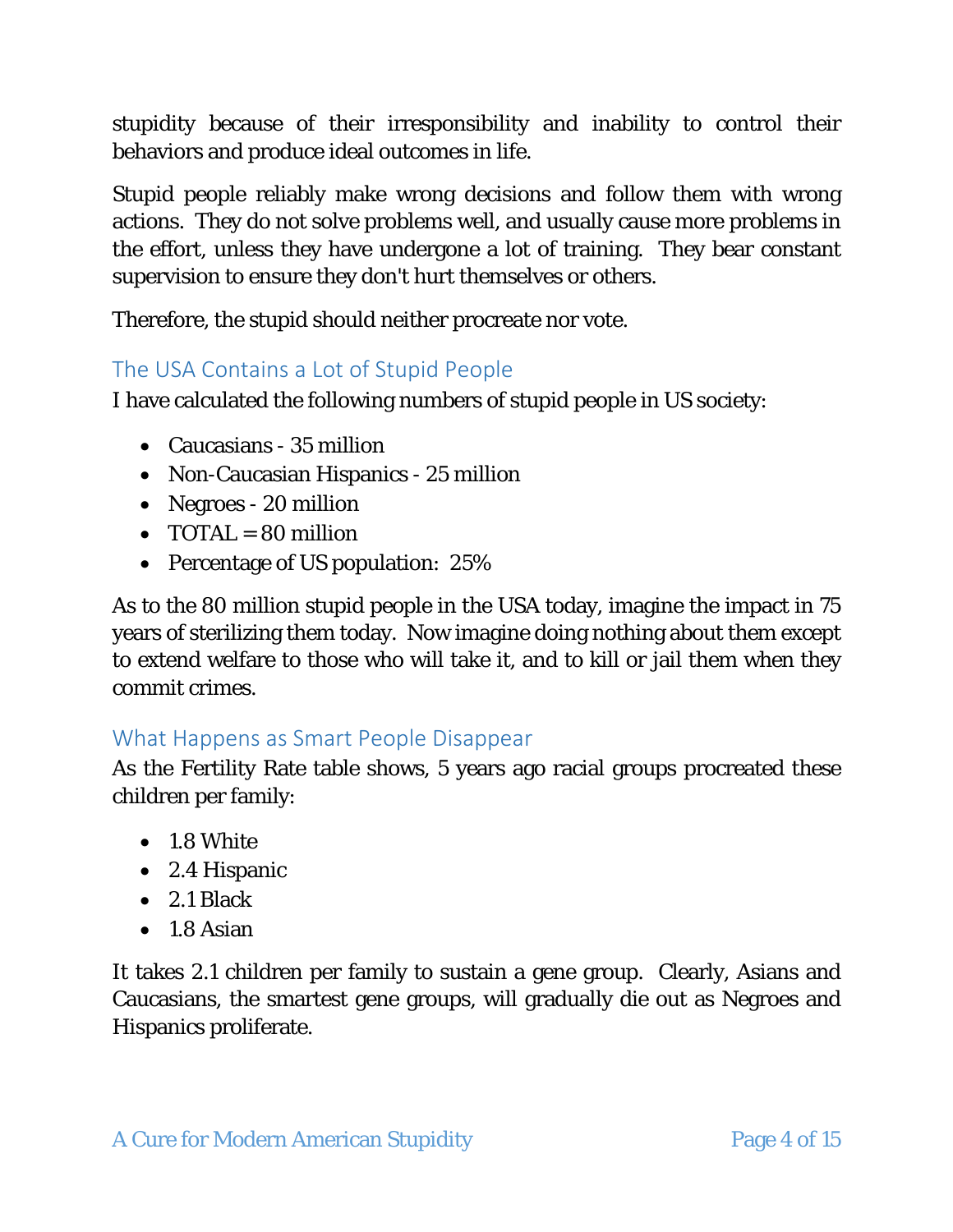stupidity because of their irresponsibility and inability to control their behaviors and produce ideal outcomes in life.

Stupid people reliably make wrong decisions and follow them with wrong actions. They do not solve problems well, and usually cause more problems in the effort, unless they have undergone a lot of training. They bear constant supervision to ensure they don't hurt themselves or others.

Therefore, the stupid should neither procreate nor vote.

## The USA Contains a Lot of Stupid People

I have calculated the following numbers of stupid people in US society:

- Caucasians - 35 million
- Non-Caucasian Hispanics - 25 million
- Negroes - 20 million
- TOTAL = 80 million
- Percentage of US population: 25%

As to the 80 million stupid people in the USA today, imagine the impact in 75 years of sterilizing them today. Now imagine doing nothing about them except to extend welfare to those who will take it, and to kill or jail them when they commit crimes.

## What Happens as Smart People Disappear

As the Fertility Rate table shows, 5 years ago racial groups procreated these children per family:

- 1.8 White
- 2.4 Hispanic
- 2.1 Black
- 1.8 Asian

It takes 2.1 children per family to sustain a gene group. Clearly, Asians and Caucasians, the smartest gene groups, will gradually die out as Negroes and Hispanics proliferate.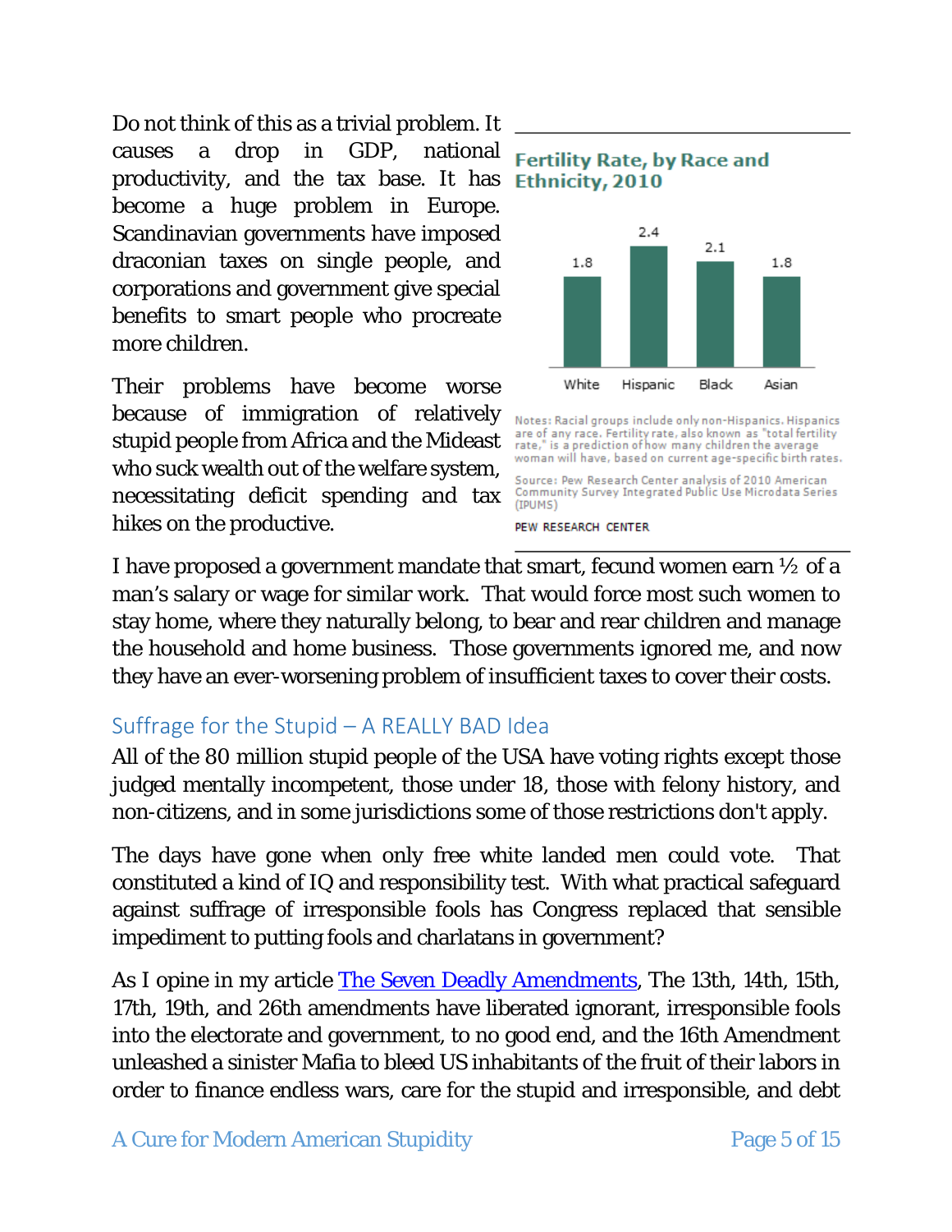Do not think of this as a trivial problem. It causes a drop in GDP, national productivity, and the tax base. It has become a huge problem in Europe. Scandinavian governments have imposed draconian taxes on single people, and corporations and government give special benefits to smart people who procreate more children.

Their problems have become worse because of immigration of relatively stupid people from Africa and the Mideast who suck wealth out of the welfare system, necessitating deficit spending and tax hikes on the productive.

**Fertility Rate, by Race and Ethnicity, 2010**

1.8
2.4
2.1
1.8

White
Hispanic
Black
Asian

Notes: Racial groups include only non-Hispanics. Hispanics are of any race. Fertility rate, also known as "total fertility rate," is a prediction of how many children the average woman will have, based on current age-specific birth rates.

Source: Pew Research Center analysis of 2010 American Community Survey Integrated Public Use Microdata Series (IPUMS)

PEW RESEARCH CENTER

I have proposed a government mandate that smart, fecund women earn ½ of a man's salary or wage for similar work. That would force most such women to stay home, where they naturally belong, to bear and rear children and manage the household and home business. Those governments ignored me, and now they have an ever-worsening problem of insufficient taxes to cover their costs.

## Suffrage for the Stupid – A REALLY BAD Idea

All of the 80 million stupid people of the USA have voting rights except those judged mentally incompetent, those under 18, those with felony history, and non-citizens, and in some jurisdictions some of those restrictions don't apply.

The days have gone when only free white landed men could vote. That constituted a kind of IQ and responsibility test. With what practical safeguard against suffrage of irresponsible fools has Congress replaced that sensible impediment to putting fools and charlatans in government?

As I opine in my article [The Seven Deadly Amendments](), The 13th, 14th, 15th, 17th, 19th, and 26th amendments have liberated ignorant, irresponsible fools into the electorate and government, to no good end, and the 16th Amendment unleashed a sinister Mafia to bleed US inhabitants of the fruit of their labors in order to finance endless wars, care for the stupid and irresponsible, and debt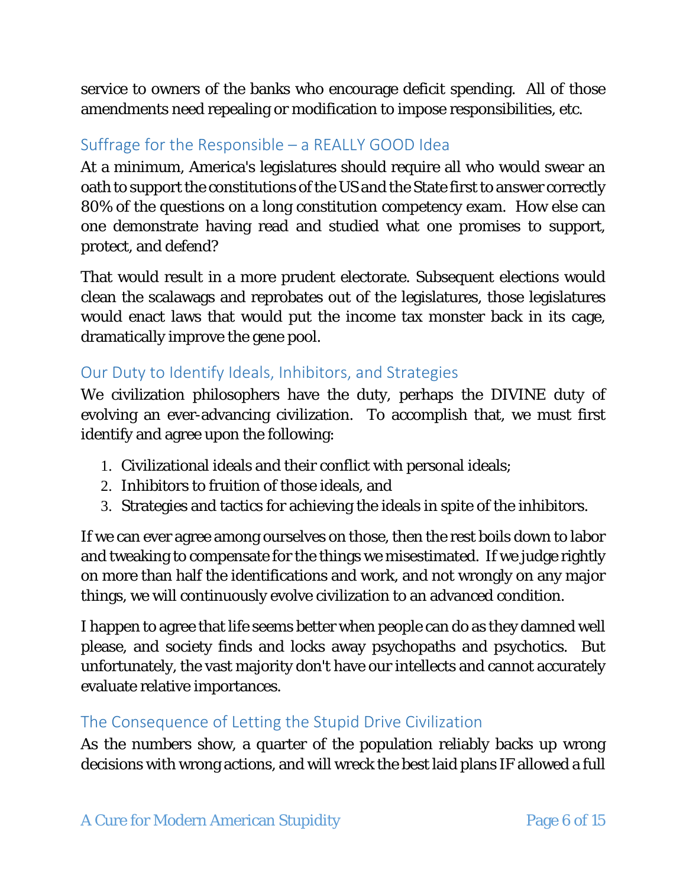service to owners of the banks who encourage deficit spending. All of those amendments need repealing or modification to impose responsibilities, etc.

## Suffrage for the Responsible – a REALLY GOOD Idea

At a minimum, America's legislatures should require all who would swear an oath to support the constitutions of the US and the State first to answer correctly 80% of the questions on a long constitution competency exam. How else can one demonstrate having read and studied what one promises to support, protect, and defend?

That would result in a more prudent electorate. Subsequent elections would clean the scalawags and reprobates out of the legislatures, those legislatures would enact laws that would put the income tax monster back in its cage, dramatically improve the gene pool.

## Our Duty to Identify Ideals, Inhibitors, and Strategies

We civilization philosophers have the duty, perhaps the DIVINE duty of evolving an ever-advancing civilization. To accomplish that, we must first identify and agree upon the following:

1. Civilizational ideals and their conflict with personal ideals;
2. Inhibitors to fruition of those ideals, and
3. Strategies and tactics for achieving the ideals in spite of the inhibitors.

If we can ever agree among ourselves on those, then the rest boils down to labor and tweaking to compensate for the things we misestimated. If we judge rightly on more than half the identifications and work, and not wrongly on any major things, we will continuously evolve civilization to an advanced condition.

I happen to agree that life seems better when people can do as they damned well please, and society finds and locks away psychopaths and psychotics. But unfortunately, the vast majority don't have our intellects and cannot accurately evaluate relative importances.

## The Consequence of Letting the Stupid Drive Civilization

As the numbers show, a quarter of the population reliably backs up wrong decisions with wrong actions, and will wreck the best laid plans IF allowed a full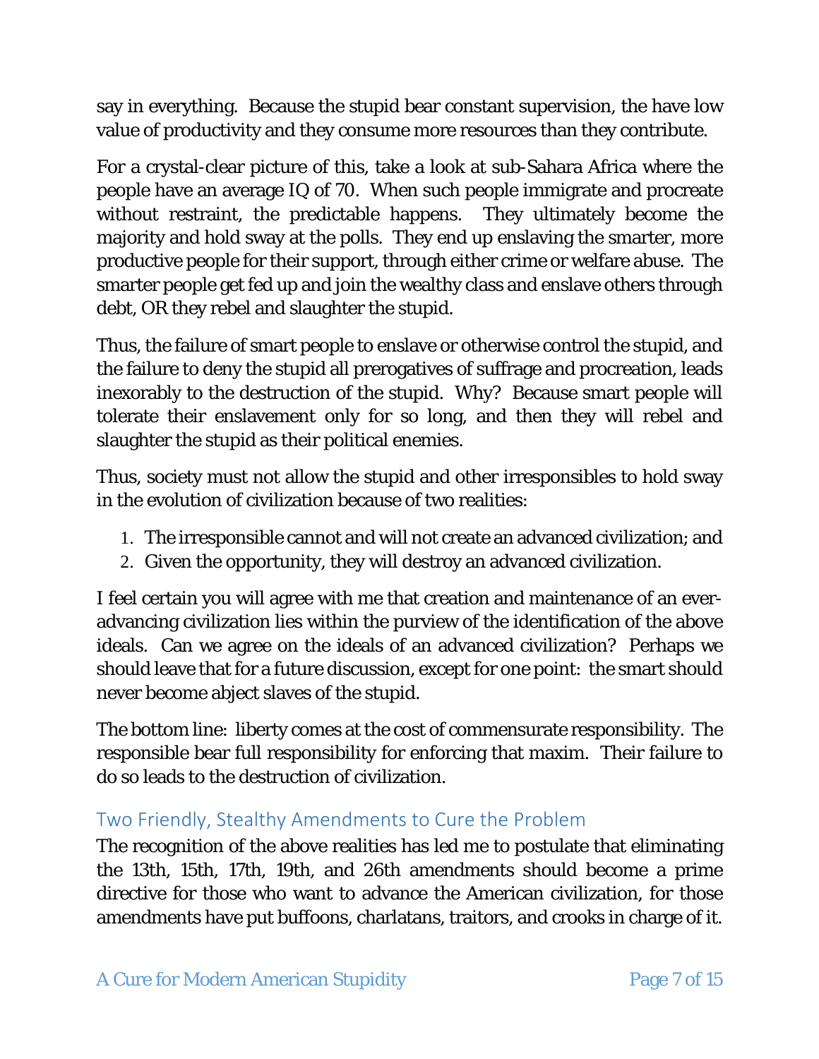say in everything. Because the stupid bear constant supervision, the have low value of productivity and they consume more resources than they contribute.

For a crystal-clear picture of this, take a look at sub-Sahara Africa where the people have an average IQ of 70. When such people immigrate and procreate without restraint, the predictable happens. They ultimately become the majority and hold sway at the polls. They end up enslaving the smarter, more productive people for their support, through either crime or welfare abuse. The smarter people get fed up and join the wealthy class and enslave others through debt, OR they rebel and slaughter the stupid.

Thus, the failure of smart people to enslave or otherwise control the stupid, and the failure to deny the stupid all prerogatives of suffrage and procreation, leads inexorably to the destruction of the stupid. Why? Because smart people will tolerate their enslavement only for so long, and then they will rebel and slaughter the stupid as their political enemies.

Thus, society must not allow the stupid and other irresponsibles to hold sway in the evolution of civilization because of two realities:

1. The irresponsible cannot and will not create an advanced civilization; and
2. Given the opportunity, they will destroy an advanced civilization.

I feel certain you will agree with me that creation and maintenance of an ever-advancing civilization lies within the purview of the identification of the above ideals. Can we agree on the ideals of an advanced civilization? Perhaps we should leave that for a future discussion, except for one point: the smart should never become abject slaves of the stupid.

The bottom line: liberty comes at the cost of commensurate responsibility. The responsible bear full responsibility for enforcing that maxim. Their failure to do so leads to the destruction of civilization.

## Two Friendly, Stealthy Amendments to Cure the Problem

The recognition of the above realities has led me to postulate that eliminating the 13th, 15th, 17th, 19th, and 26th amendments should become a prime directive for those who want to advance the American civilization, for those amendments have put buffoons, charlatans, traitors, and crooks in charge of it.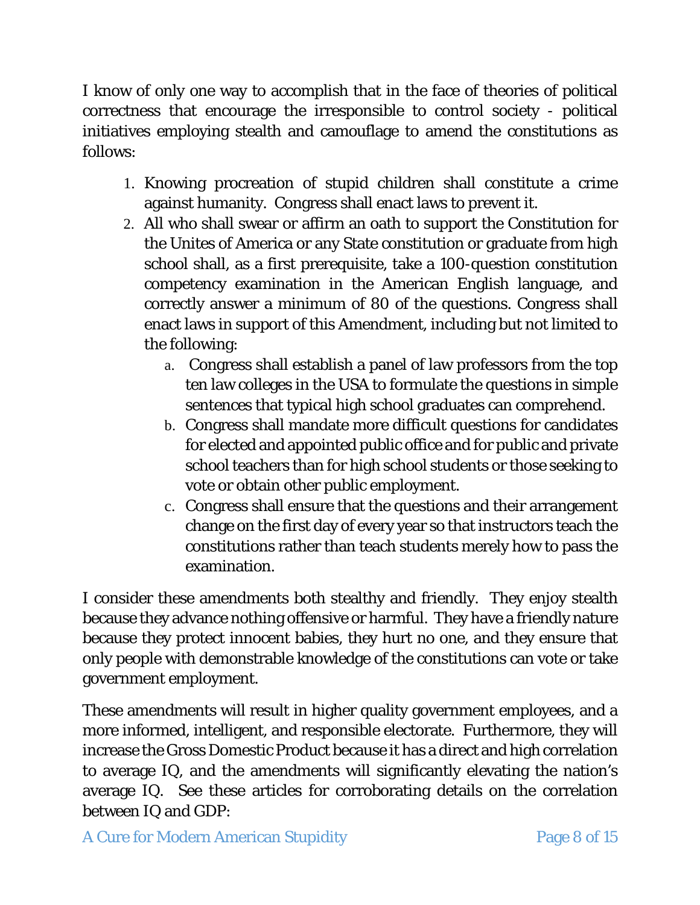I know of only one way to accomplish that in the face of theories of political correctness that encourage the irresponsible to control society - political initiatives employing stealth and camouflage to amend the constitutions as follows:

1. Knowing procreation of stupid children shall constitute a crime against humanity. Congress shall enact laws to prevent it.
2. All who shall swear or affirm an oath to support the Constitution for the Unites of America or any State constitution or graduate from high school shall, as a first prerequisite, take a 100-question constitution competency examination in the American English language, and correctly answer a minimum of 80 of the questions. Congress shall enact laws in support of this Amendment, including but not limited to the following:
   a. Congress shall establish a panel of law professors from the top ten law colleges in the USA to formulate the questions in simple sentences that typical high school graduates can comprehend.
   b. Congress shall mandate more difficult questions for candidates for elected and appointed public office and for public and private school teachers than for high school students or those seeking to vote or obtain other public employment.
   c. Congress shall ensure that the questions and their arrangement change on the first day of every year so that instructors teach the constitutions rather than teach students merely how to pass the examination.

I consider these amendments both stealthy and friendly. They enjoy stealth because they advance nothing offensive or harmful. They have a friendly nature because they protect innocent babies, they hurt no one, and they ensure that only people with demonstrable knowledge of the constitutions can vote or take government employment.

These amendments will result in higher quality government employees, and a more informed, intelligent, and responsible electorate. Furthermore, they will increase the Gross Domestic Product because it has a direct and high correlation to average IQ, and the amendments will significantly elevating the nation's average IQ. See these articles for corroborating details on the correlation between IQ and GDP: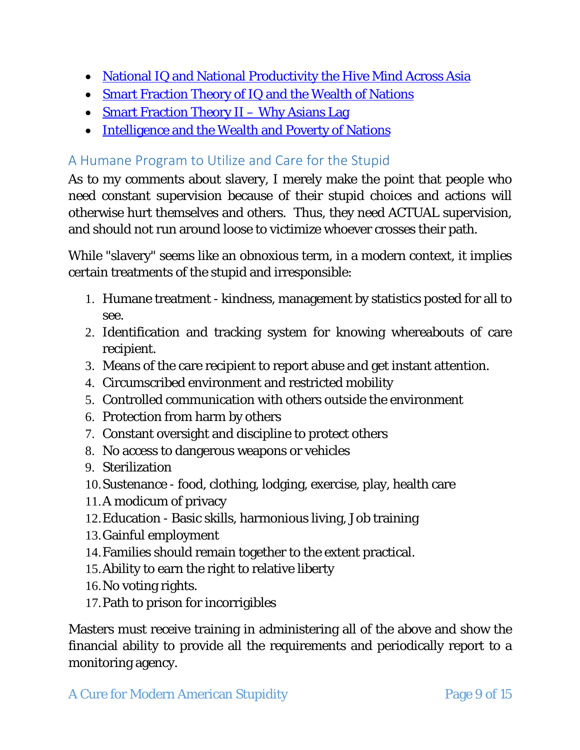- [National IQ and National Productivity the Hive Mind Across Asia]()
- [Smart Fraction Theory of IQ and the Wealth of Nations]()
- [Smart Fraction Theory II – Why Asians Lag]()
- [Intelligence and the Wealth and Poverty of Nations]()

## A Humane Program to Utilize and Care for the Stupid

As to my comments about slavery, I merely make the point that people who need constant supervision because of their stupid choices and actions will otherwise hurt themselves and others. Thus, they need ACTUAL supervision, and should not run around loose to victimize whoever crosses their path.

While "slavery" seems like an obnoxious term, in a modern context, it implies certain treatments of the stupid and irresponsible:

1. Humane treatment - kindness, management by statistics posted for all to see.
2. Identification and tracking system for knowing whereabouts of care recipient.
3. Means of the care recipient to report abuse and get instant attention.
4. Circumscribed environment and restricted mobility
5. Controlled communication with others outside the environment
6. Protection from harm by others
7. Constant oversight and discipline to protect others
8. No access to dangerous weapons or vehicles
9. Sterilization
10. Sustenance - food, clothing, lodging, exercise, play, health care
11. A modicum of privacy
12. Education - Basic skills, harmonious living, Job training
13. Gainful employment
14. Families should remain together to the extent practical.
15. Ability to earn the right to relative liberty
16. No voting rights.
17. Path to prison for incorrigibles

Masters must receive training in administering all of the above and show the financial ability to provide all the requirements and periodically report to a monitoring agency.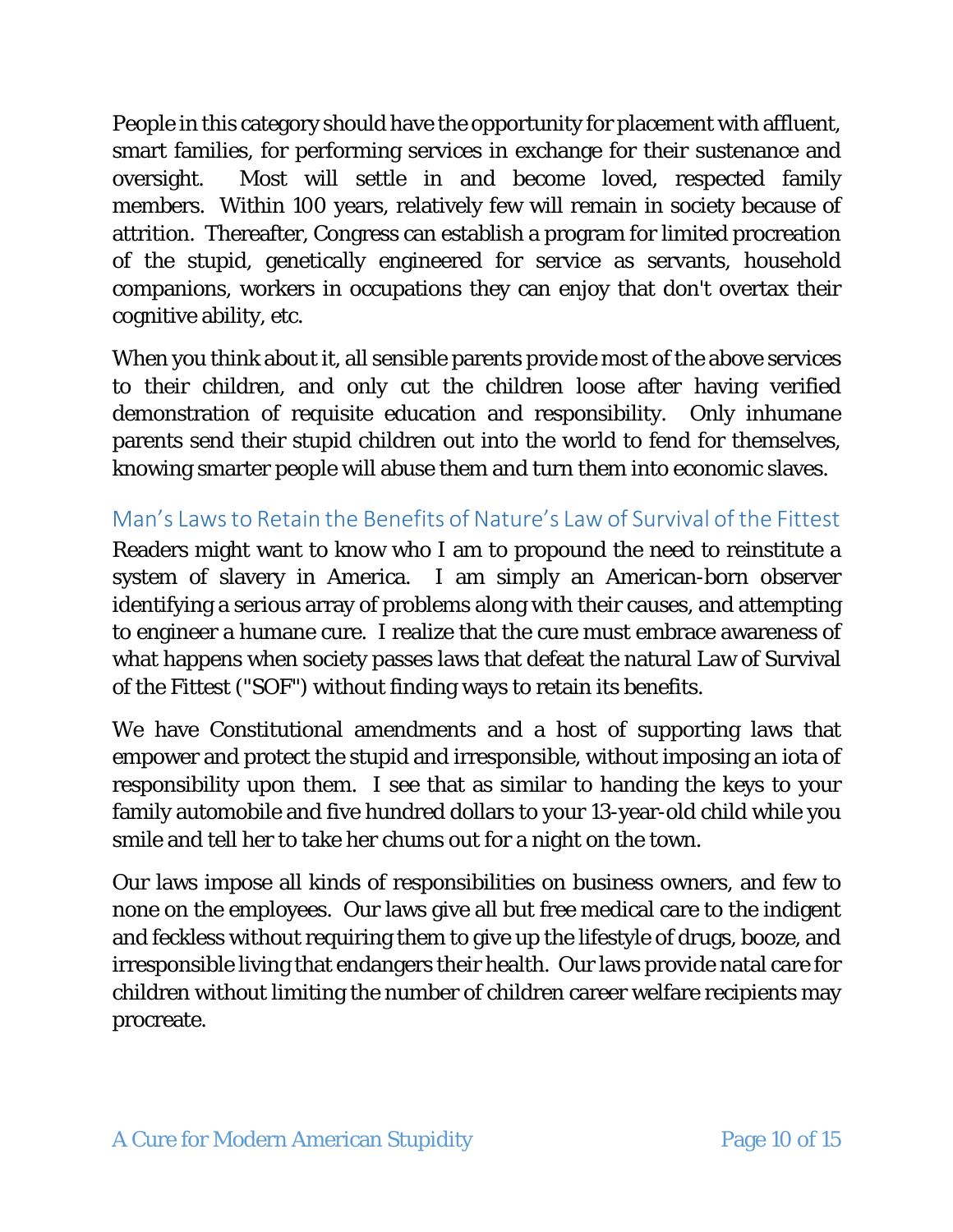People in this category should have the opportunity for placement with affluent, smart families, for performing services in exchange for their sustenance and oversight. Most will settle in and become loved, respected family members. Within 100 years, relatively few will remain in society because of attrition. Thereafter, Congress can establish a program for limited procreation of the stupid, genetically engineered for service as servants, household companions, workers in occupations they can enjoy that don't overtax their cognitive ability, etc.

When you think about it, all sensible parents provide most of the above services to their children, and only cut the children loose after having verified demonstration of requisite education and responsibility. Only inhumane parents send their stupid children out into the world to fend for themselves, knowing smarter people will abuse them and turn them into economic slaves.

## Man's Laws to Retain the Benefits of Nature's Law of Survival of the Fittest

Readers might want to know who I am to propound the need to reinstitute a system of slavery in America. I am simply an American-born observer identifying a serious array of problems along with their causes, and attempting to engineer a humane cure. I realize that the cure must embrace awareness of what happens when society passes laws that defeat the natural Law of Survival of the Fittest ("SOF") without finding ways to retain its benefits.

We have Constitutional amendments and a host of supporting laws that empower and protect the stupid and irresponsible, without imposing an iota of responsibility upon them. I see that as similar to handing the keys to your family automobile and five hundred dollars to your 13-year-old child while you smile and tell her to take her chums out for a night on the town.

Our laws impose all kinds of responsibilities on business owners, and few to none on the employees. Our laws give all but free medical care to the indigent and feckless without requiring them to give up the lifestyle of drugs, booze, and irresponsible living that endangers their health. Our laws provide natal care for children without limiting the number of children career welfare recipients may procreate.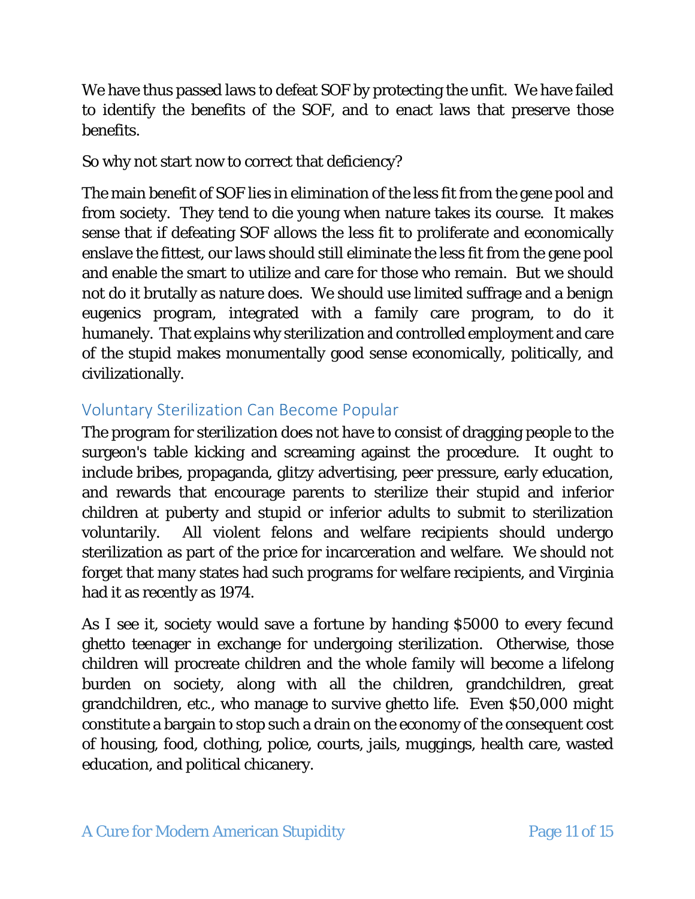We have thus passed laws to defeat SOF by protecting the unfit. We have failed to identify the benefits of the SOF, and to enact laws that preserve those benefits.

So why not start now to correct that deficiency?

The main benefit of SOF lies in elimination of the less fit from the gene pool and from society. They tend to die young when nature takes its course. It makes sense that if defeating SOF allows the less fit to proliferate and economically enslave the fittest, our laws should still eliminate the less fit from the gene pool and enable the smart to utilize and care for those who remain. But we should not do it brutally as nature does. We should use limited suffrage and a benign eugenics program, integrated with a family care program, to do it humanely. That explains why sterilization and controlled employment and care of the stupid makes monumentally good sense economically, politically, and civilizationally.

## Voluntary Sterilization Can Become Popular

The program for sterilization does not have to consist of dragging people to the surgeon's table kicking and screaming against the procedure. It ought to include bribes, propaganda, glitzy advertising, peer pressure, early education, and rewards that encourage parents to sterilize their stupid and inferior children at puberty and stupid or inferior adults to submit to sterilization voluntarily. All violent felons and welfare recipients should undergo sterilization as part of the price for incarceration and welfare. We should not forget that many states had such programs for welfare recipients, and Virginia had it as recently as 1974.

As I see it, society would save a fortune by handing $5000 to every fecund ghetto teenager in exchange for undergoing sterilization. Otherwise, those children will procreate children and the whole family will become a lifelong burden on society, along with all the children, grandchildren, great grandchildren, etc., who manage to survive ghetto life. Even $50,000 might constitute a bargain to stop such a drain on the economy of the consequent cost of housing, food, clothing, police, courts, jails, muggings, health care, wasted education, and political chicanery.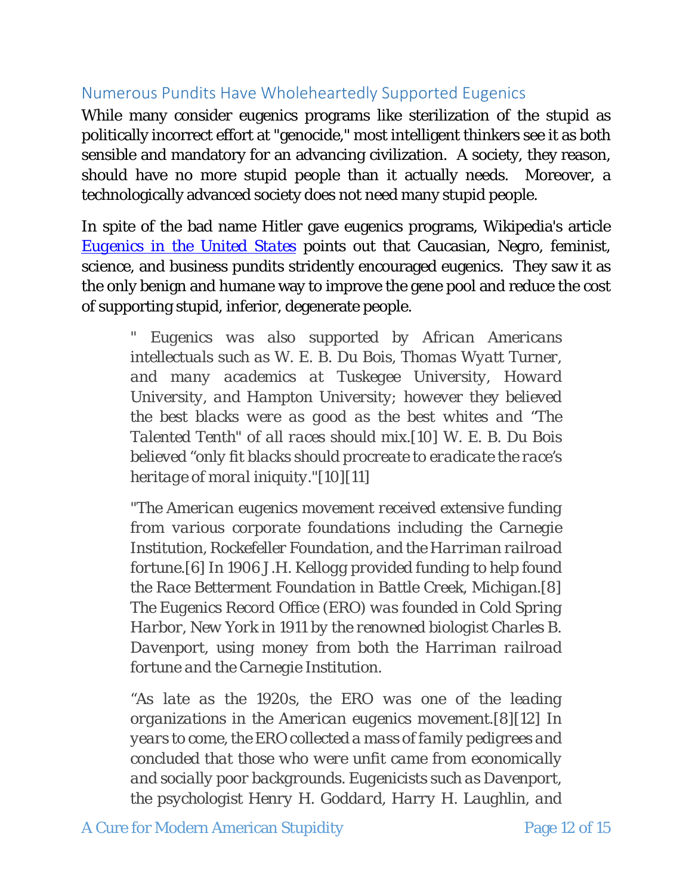## Numerous Pundits Have Wholeheartedly Supported Eugenics

While many consider eugenics programs like sterilization of the stupid as politically incorrect effort at "genocide," most intelligent thinkers see it as both sensible and mandatory for an advancing civilization. A society, they reason, should have no more stupid people than it actually needs. Moreover, a technologically advanced society does not need many stupid people.

In spite of the bad name Hitler gave eugenics programs, Wikipedia's article Eugenics in the United States points out that Caucasian, Negro, feminist, science, and business pundits stridently encouraged eugenics. They saw it as the only benign and humane way to improve the gene pool and reduce the cost of supporting stupid, inferior, degenerate people.

> *" Eugenics was also supported by African Americans intellectuals such as W. E. B. Du Bois, Thomas Wyatt Turner, and many academics at Tuskegee University, Howard University, and Hampton University; however they believed the best blacks were as good as the best whites and "The Talented Tenth" of all races should mix.[10] W. E. B. Du Bois believed "only fit blacks should procreate to eradicate the race's heritage of moral iniquity."[10][11]*
>
> *"The American eugenics movement received extensive funding from various corporate foundations including the Carnegie Institution, Rockefeller Foundation, and the Harriman railroad fortune.[6] In 1906 J.H. Kellogg provided funding to help found the Race Betterment Foundation in Battle Creek, Michigan.[8] The Eugenics Record Office (ERO) was founded in Cold Spring Harbor, New York in 1911 by the renowned biologist Charles B. Davenport, using money from both the Harriman railroad fortune and the Carnegie Institution.*
>
> *"As late as the 1920s, the ERO was one of the leading organizations in the American eugenics movement.[8][12] In years to come, the ERO collected a mass of family pedigrees and concluded that those who were unfit came from economically and socially poor backgrounds. Eugenicists such as Davenport, the psychologist Henry H. Goddard, Harry H. Laughlin, and*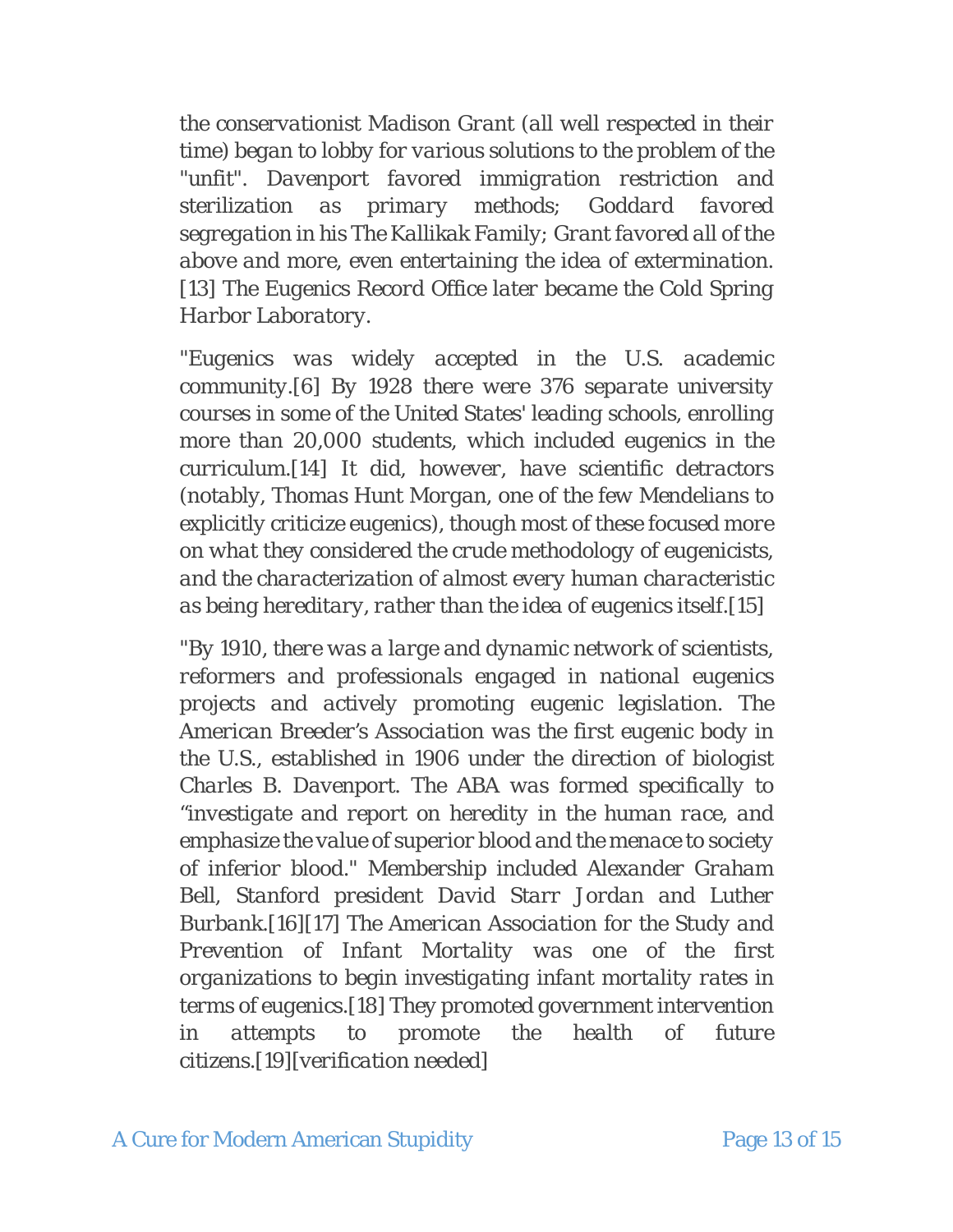the conservationist Madison Grant (all well respected in their time) began to lobby for various solutions to the problem of the "unfit". Davenport favored immigration restriction and sterilization as primary methods; Goddard favored segregation in his The Kallikak Family; Grant favored all of the above and more, even entertaining the idea of extermination.[13] The Eugenics Record Office later became the Cold Spring Harbor Laboratory.

"Eugenics was widely accepted in the U.S. academic community.[6] By 1928 there were 376 separate university courses in some of the United States' leading schools, enrolling more than 20,000 students, which included eugenics in the curriculum.[14] It did, however, have scientific detractors (notably, Thomas Hunt Morgan, one of the few Mendelians to explicitly criticize eugenics), though most of these focused more on what they considered the crude methodology of eugenicists, and the characterization of almost every human characteristic as being hereditary, rather than the idea of eugenics itself.[15]

"By 1910, there was a large and dynamic network of scientists, reformers and professionals engaged in national eugenics projects and actively promoting eugenic legislation. The American Breeder's Association was the first eugenic body in the U.S., established in 1906 under the direction of biologist Charles B. Davenport. The ABA was formed specifically to "investigate and report on heredity in the human race, and emphasize the value of superior blood and the menace to society of inferior blood." Membership included Alexander Graham Bell, Stanford president David Starr Jordan and Luther Burbank.[16][17] The American Association for the Study and Prevention of Infant Mortality was one of the first organizations to begin investigating infant mortality rates in terms of eugenics.[18] They promoted government intervention in attempts to promote the health of future citizens.[19][verification needed]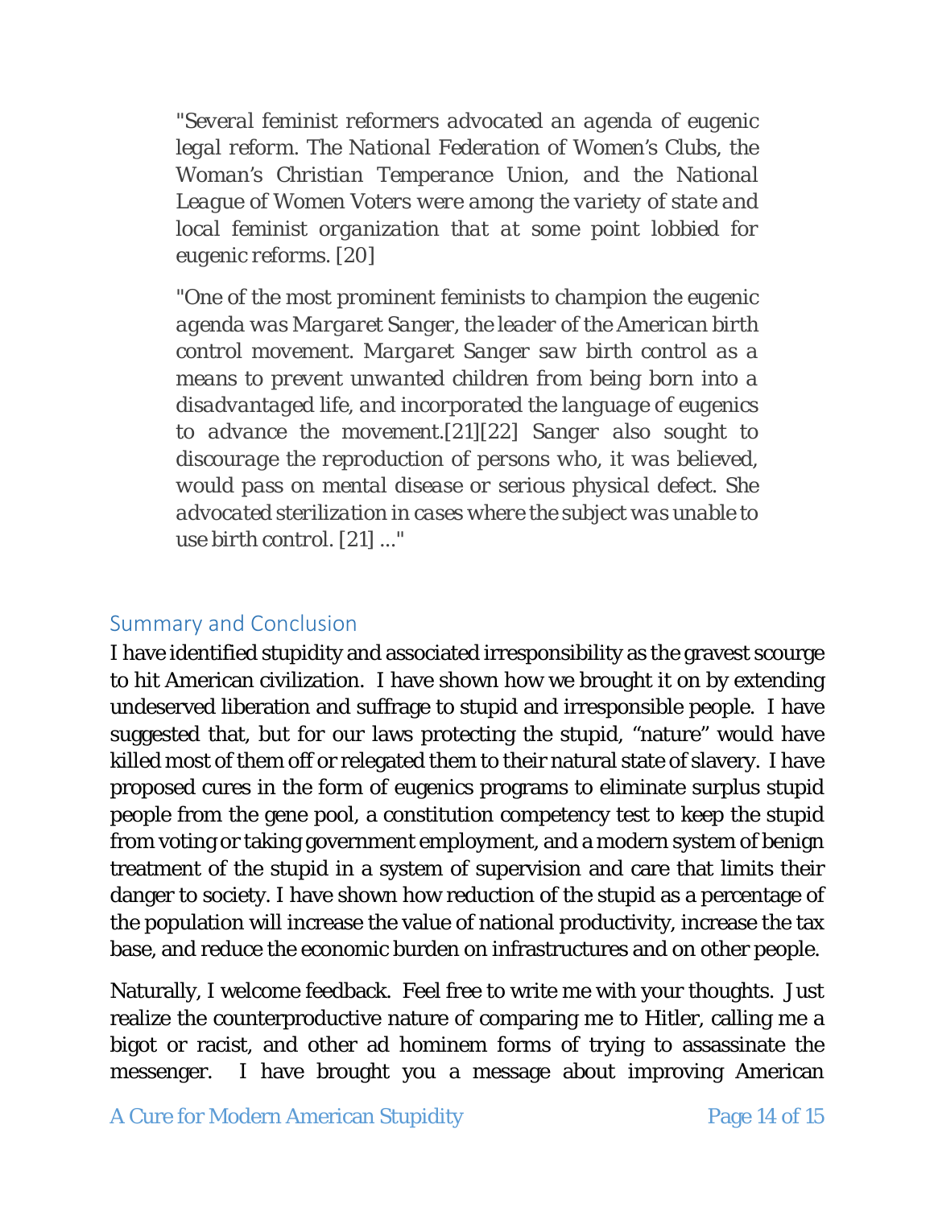> *"Several feminist reformers advocated an agenda of eugenic legal reform. The National Federation of Women's Clubs, the Woman's Christian Temperance Union, and the National League of Women Voters were among the variety of state and local feminist organization that at some point lobbied for eugenic reforms. [20]*
>
> *"One of the most prominent feminists to champion the eugenic agenda was Margaret Sanger, the leader of the American birth control movement. Margaret Sanger saw birth control as a means to prevent unwanted children from being born into a disadvantaged life, and incorporated the language of eugenics to advance the movement.[21][22] Sanger also sought to discourage the reproduction of persons who, it was believed, would pass on mental disease or serious physical defect. She advocated sterilization in cases where the subject was unable to use birth control. [21] ..."*

## Summary and Conclusion

I have identified stupidity and associated irresponsibility as the gravest scourge to hit American civilization. I have shown how we brought it on by extending undeserved liberation and suffrage to stupid and irresponsible people. I have suggested that, but for our laws protecting the stupid, "nature" would have killed most of them off or relegated them to their natural state of slavery. I have proposed cures in the form of eugenics programs to eliminate surplus stupid people from the gene pool, a constitution competency test to keep the stupid from voting or taking government employment, and a modern system of benign treatment of the stupid in a system of supervision and care that limits their danger to society. I have shown how reduction of the stupid as a percentage of the population will increase the value of national productivity, increase the tax base, and reduce the economic burden on infrastructures and on other people.

Naturally, I welcome feedback. Feel free to write me with your thoughts. Just realize the counterproductive nature of comparing me to Hitler, calling me a bigot or racist, and other ad hominem forms of trying to assassinate the messenger. I have brought you a message about improving American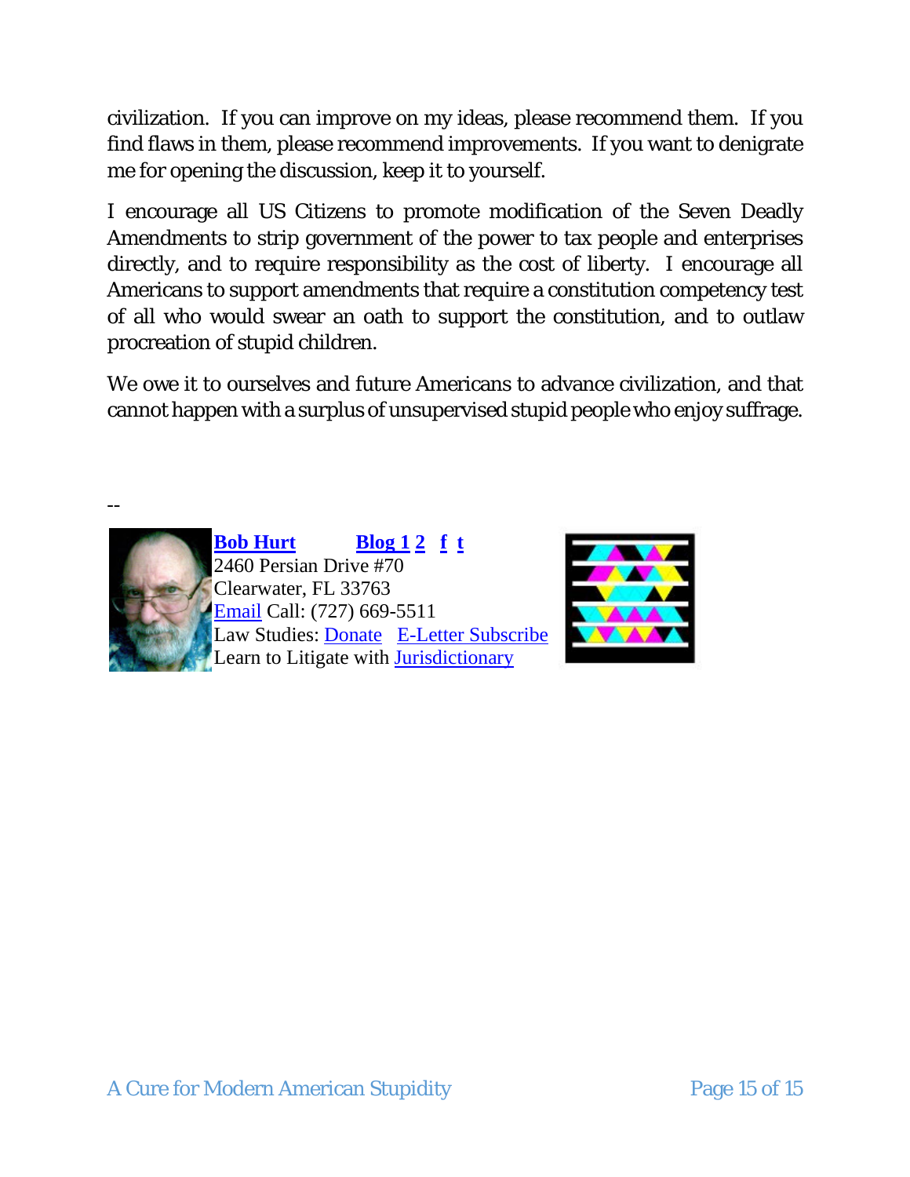civilization. If you can improve on my ideas, please recommend them. If you find flaws in them, please recommend improvements. If you want to denigrate me for opening the discussion, keep it to yourself.

I encourage all US Citizens to promote modification of the Seven Deadly Amendments to strip government of the power to tax people and enterprises directly, and to require responsibility as the cost of liberty. I encourage all Americans to support amendments that require a constitution competency test of all who would swear an oath to support the constitution, and to outlaw procreation of stupid children.

We owe it to ourselves and future Americans to advance civilization, and that cannot happen with a surplus of unsupervised stupid people who enjoy suffrage.

--

**Bob Hurt** **Blog 1 2 f t**
2460 Persian Drive #70
Clearwater, FL 33763
Email Call: (727) 669-5511
Law Studies: Donate E-Letter Subscribe
Learn to Litigate with Jurisdictionary